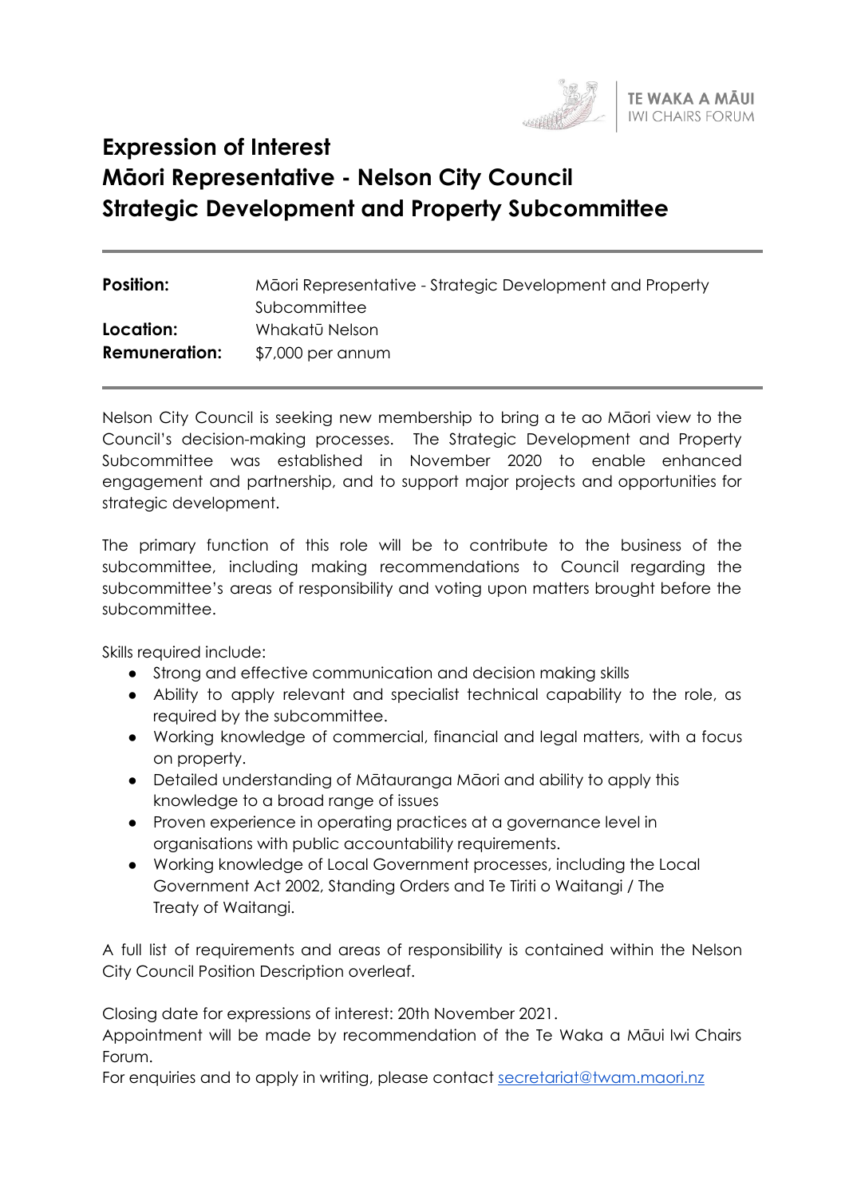TE WAKA A MĀUI
IWI CHAIRS FORUM

# Expression of Interest
# Māori Representative - Nelson City Council
# Strategic Development and Property Subcommittee

---

| | |
|---|---|
| **Position:** | Māori Representative - Strategic Development and Property Subcommittee |
| **Location:** | Whakatū Nelson |
| **Remuneration:** | $7,000 per annum |

---

Nelson City Council is seeking new membership to bring a te ao Māori view to the Council's decision-making processes. The Strategic Development and Property Subcommittee was established in November 2020 to enable enhanced engagement and partnership, and to support major projects and opportunities for strategic development.

The primary function of this role will be to contribute to the business of the subcommittee, including making recommendations to Council regarding the subcommittee's areas of responsibility and voting upon matters brought before the subcommittee.

Skills required include:

- Strong and effective communication and decision making skills
- Ability to apply relevant and specialist technical capability to the role, as required by the subcommittee.
- Working knowledge of commercial, financial and legal matters, with a focus on property.
- Detailed understanding of Mātauranga Māori and ability to apply this knowledge to a broad range of issues
- Proven experience in operating practices at a governance level in organisations with public accountability requirements.
- Working knowledge of Local Government processes, including the Local Government Act 2002, Standing Orders and Te Tiriti o Waitangi / The Treaty of Waitangi.

A full list of requirements and areas of responsibility is contained within the Nelson City Council Position Description overleaf.

Closing date for expressions of interest: 20th November 2021.
Appointment will be made by recommendation of the Te Waka a Māui Iwi Chairs Forum.
For enquiries and to apply in writing, please contact secretariat@twam.maori.nz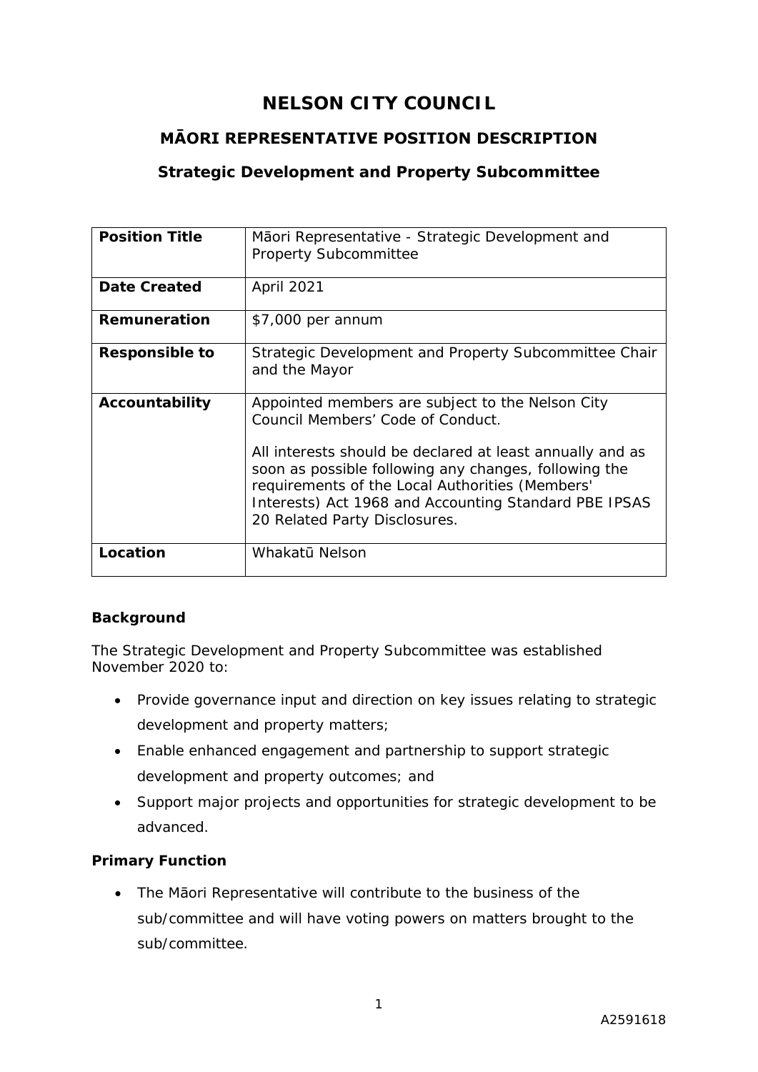# NELSON CITY COUNCIL

## MĀORI REPRESENTATIVE POSITION DESCRIPTION

### Strategic Development and Property Subcommittee

| **Position Title** | Māori Representative - Strategic Development and Property Subcommittee |
|---|---|
| **Date Created** | April 2021 |
| **Remuneration** | $7,000 per annum |
| **Responsible to** | Strategic Development and Property Subcommittee Chair and the Mayor |
| **Accountability** | Appointed members are subject to the Nelson City Council Members' Code of Conduct.<br><br>All interests should be declared at least annually and as soon as possible following any changes, following the requirements of the Local Authorities (Members' Interests) Act 1968 and Accounting Standard PBE IPSAS 20 Related Party Disclosures. |
| **Location** | Whakatū Nelson |

**Background**

The Strategic Development and Property Subcommittee was established November 2020 to:

- Provide governance input and direction on key issues relating to strategic development and property matters;
- Enable enhanced engagement and partnership to support strategic development and property outcomes; and
- Support major projects and opportunities for strategic development to be advanced.

**Primary Function**

- The Māori Representative will contribute to the business of the sub/committee and will have voting powers on matters brought to the sub/committee.

A2591618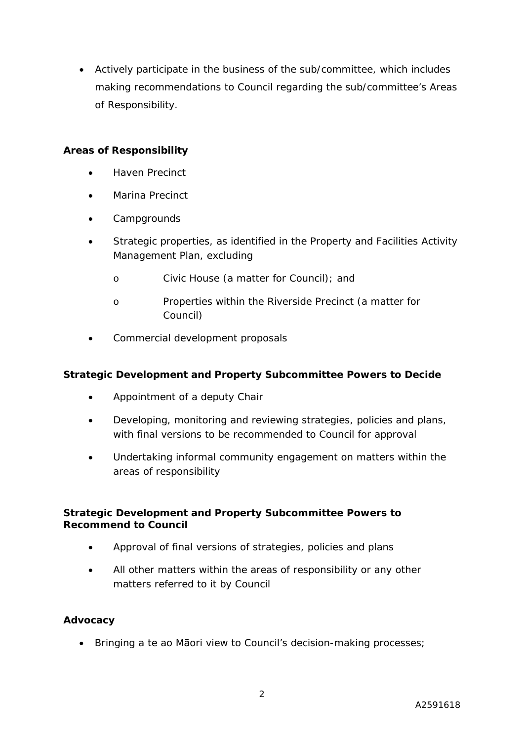- Actively participate in the business of the sub/committee, which includes making recommendations to Council regarding the sub/committee's Areas of Responsibility.

**Areas of Responsibility**

- Haven Precinct
- Marina Precinct
- Campgrounds
- Strategic properties, as identified in the Property and Facilities Activity Management Plan, excluding
    - Civic House (a matter for Council); and
    - Properties within the Riverside Precinct (a matter for Council)
- Commercial development proposals

**Strategic Development and Property Subcommittee Powers to Decide**

- Appointment of a deputy Chair
- Developing, monitoring and reviewing strategies, policies and plans, with final versions to be recommended to Council for approval
- Undertaking informal community engagement on matters within the areas of responsibility

**Strategic Development and Property Subcommittee Powers to Recommend to Council**

- Approval of final versions of strategies, policies and plans
- All other matters within the areas of responsibility or any other matters referred to it by Council

**Advocacy**

- Bringing a te ao Māori view to Council's decision-making processes;

A2591618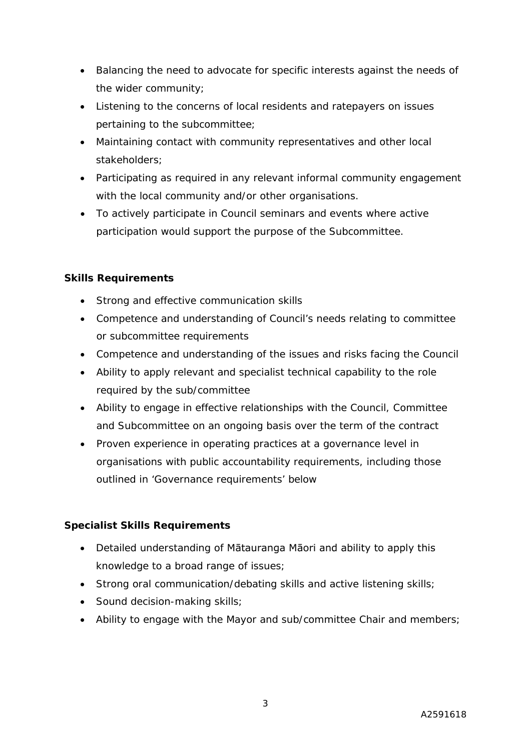- Balancing the need to advocate for specific interests against the needs of the wider community;
- Listening to the concerns of local residents and ratepayers on issues pertaining to the subcommittee;
- Maintaining contact with community representatives and other local stakeholders;
- Participating as required in any relevant informal community engagement with the local community and/or other organisations.
- To actively participate in Council seminars and events where active participation would support the purpose of the Subcommittee.

**Skills Requirements**

- Strong and effective communication skills
- Competence and understanding of Council's needs relating to committee or subcommittee requirements
- Competence and understanding of the issues and risks facing the Council
- Ability to apply relevant and specialist technical capability to the role required by the sub/committee
- Ability to engage in effective relationships with the Council, Committee and Subcommittee on an ongoing basis over the term of the contract
- Proven experience in operating practices at a governance level in organisations with public accountability requirements, including those outlined in 'Governance requirements' below

**Specialist Skills Requirements**

- Detailed understanding of Mātauranga Māori and ability to apply this knowledge to a broad range of issues;
- Strong oral communication/debating skills and active listening skills;
- Sound decision-making skills;
- Ability to engage with the Mayor and sub/committee Chair and members;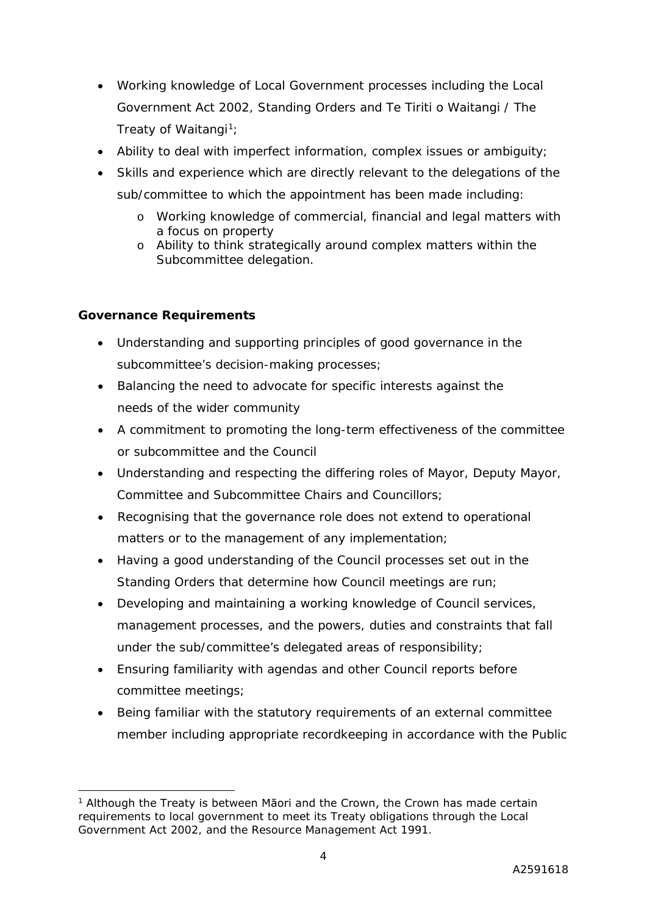- Working knowledge of Local Government processes including the Local Government Act 2002, Standing Orders and Te Tiriti o Waitangi / The Treaty of Waitangi[1];
- Ability to deal with imperfect information, complex issues or ambiguity;
- Skills and experience which are directly relevant to the delegations of the sub/committee to which the appointment has been made including:
  - Working knowledge of commercial, financial and legal matters with a focus on property
  - Ability to think strategically around complex matters within the Subcommittee delegation.

**Governance Requirements**

- Understanding and supporting principles of good governance in the subcommittee's decision-making processes;
- Balancing the need to advocate for specific interests against the needs of the wider community
- A commitment to promoting the long-term effectiveness of the committee or subcommittee and the Council
- Understanding and respecting the differing roles of Mayor, Deputy Mayor, Committee and Subcommittee Chairs and Councillors;
- Recognising that the governance role does not extend to operational matters or to the management of any implementation;
- Having a good understanding of the Council processes set out in the Standing Orders that determine how Council meetings are run;
- Developing and maintaining a working knowledge of Council services, management processes, and the powers, duties and constraints that fall under the sub/committee's delegated areas of responsibility;
- Ensuring familiarity with agendas and other Council reports before committee meetings;
- Being familiar with the statutory requirements of an external committee member including appropriate recordkeeping in accordance with the Public

[1] Although the Treaty is between Māori and the Crown, the Crown has made certain requirements to local government to meet its Treaty obligations through the Local Government Act 2002, and the Resource Management Act 1991.

A2591618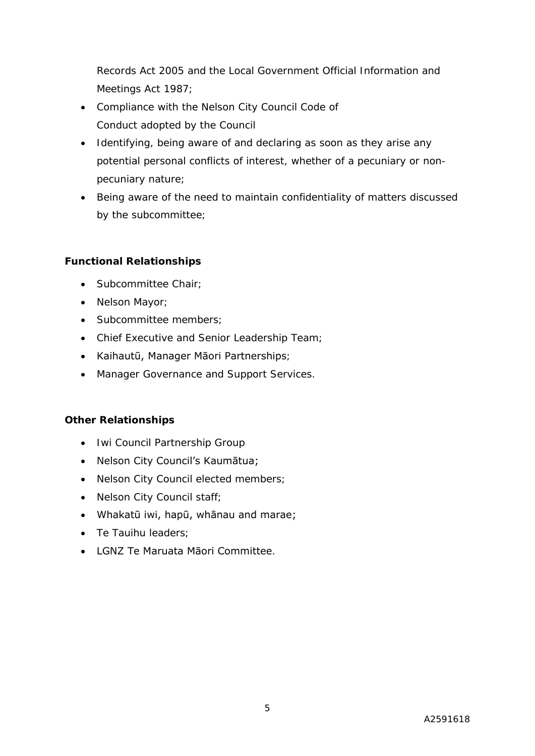Records Act 2005 and the Local Government Official Information and Meetings Act 1987;

- Compliance with the Nelson City Council Code of Conduct adopted by the Council
- Identifying, being aware of and declaring as soon as they arise any potential personal conflicts of interest, whether of a pecuniary or non-pecuniary nature;
- Being aware of the need to maintain confidentiality of matters discussed by the subcommittee;

**Functional Relationships**

- Subcommittee Chair;
- Nelson Mayor;
- Subcommittee members;
- Chief Executive and Senior Leadership Team;
- Kaihautū, Manager Māori Partnerships;
- Manager Governance and Support Services.

**Other Relationships**

- Iwi Council Partnership Group
- Nelson City Council's Kaumātua;
- Nelson City Council elected members;
- Nelson City Council staff;
- Whakatū iwi, hapū, whānau and marae;
- Te Tauihu leaders;
- LGNZ Te Maruata Māori Committee.

A2591618